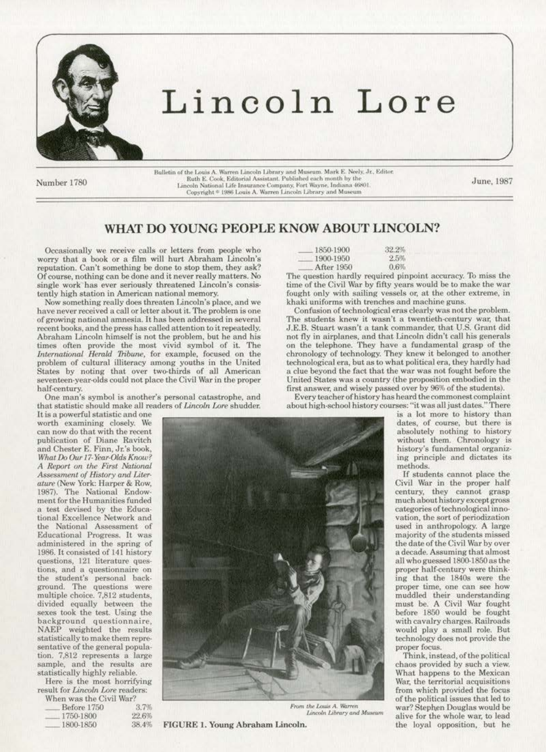# Lincoln Lore

Number 1780

Bulletin of the Louis A. Warren Lincoln Library and Museum. Mark E. Neely, Jr., Editor. Ruth E. Cook, Editorial Assistant. Published each month by the Lincoln National Life Insurance Company, Fort Wayne, Indiana 46801. Copyright © 1986 Louis A. Warren Lincoln Library and Museum

June, 1987

## WHAT DO YOUNG PEOPLE KNOW ABOUT LINCOLN?

Occasionally we receive calls or letters from people who worry that a book or a film will hurt Abraham Lincoln's reputation. Can't something be done to stop them, they ask? Of course, nothing can be done and it never really matters. No single work has ever seriously threatened Lincoln's consistently high station in American national memory.

Now something really does threaten Lincoln's place, and we have never received a call or letter about it. The problem is one of growing national amnesia. It has been addressed in several recent books, and the press has called attention to it repeatedly. Abraham Lincoln himself is not the problem, but he and his times often provide the most vivid symbol of it. The *International Herald Tribune*, for example, focused on the problem of cultural illiteracy among youths in the United States by noting that over two-thirds of all American seventeen-year-olds could not place the Civil War in the proper half-century.

One man's symbol is another's personal catastrophe, and that statistic should make all readers of *Lincoln Lore* shudder. It is a powerful statistic and one worth examining closely. We can now do that with the recent publication of Diane Ravitch and Chester E. Finn, Jr.'s book, *What Do Our 17-Year-Olds Know? A Report on the First National Assessment of History and Literature* (New York: Harper & Row, 1987). The National Endowment for the Humanities funded a test devised by the Educational Excellence Network and the National Assessment of Educational Progress. It was administered in the spring of 1986. It consisted of 141 history questions, 121 literature questions, and a questionnaire on the student's personal background. The questions were multiple choice. 7,812 students, divided equally between the sexes took the test. Using the background questionnaire, NAEP weighted the results statistically to make them representative of the general population. 7,812 represents a large sample, and the results are statistically highly reliable.

Here is the most horrifying result for *Lincoln Lore* readers:

When was the Civil War?

| | |
|---|---|
| ___ Before 1750 | 3.7% |
| ___ 1750-1800 | 22.6% |
| ___ 1800-1850 | 38.4% |
| ___ 1850-1900 | 32.2% |
| ___ 1900-1950 | 2.5% |
| ___ After 1950 | 0.6% |

*From the Louis A. Warren Lincoln Library and Museum*

FIGURE 1. Young Abraham Lincoln.

The question hardly required pinpoint accuracy. To miss the time of the Civil War by fifty years would be to make the war fought only with sailing vessels or, at the other extreme, in khaki uniforms with trenches and machine guns.

Confusion of technological eras clearly was not the problem. The students knew it wasn't a twentieth-century war, that J.E.B. Stuart wasn't a tank commander, that U.S. Grant did not fly in airplanes, and that Lincoln didn't call his generals on the telephone. They have a fundamental grasp of the chronology of technology. They knew it belonged to another technological era, but as to what political era, they hardly had a clue beyond the fact that the war was not fought before the United States was a country (the proposition embodied in the first answer, and wisely passed over by 96% of the students).

Every teacher of history has heard the commonest complaint about high-school history courses: "it was all just dates." There is a lot more to history than dates, of course, but there is absolutely nothing to history without them. Chronology is history's fundamental organizing principle and dictates its methods.

If students cannot place the Civil War in the proper half century, they cannot grasp much about history except gross categories of technological innovation, the sort of periodization used in anthropology. A large majority of the students missed the date of the Civil War by over a decade. Assuming that almost all who guessed 1800-1850 as the proper half-century were thinking that the 1840s were the proper time, one can see how muddled their understanding must be. A Civil War fought before 1850 would be fought with cavalry charges. Railroads would play a small role. But technology does not provide the proper focus.

Think, instead, of the political chaos provided by such a view. What happens to the Mexican War, the territorial acquisitions from which provided the focus of the political issues that led to war? Stephen Douglas would be alive for the whole war, to lead the loyal opposition, but he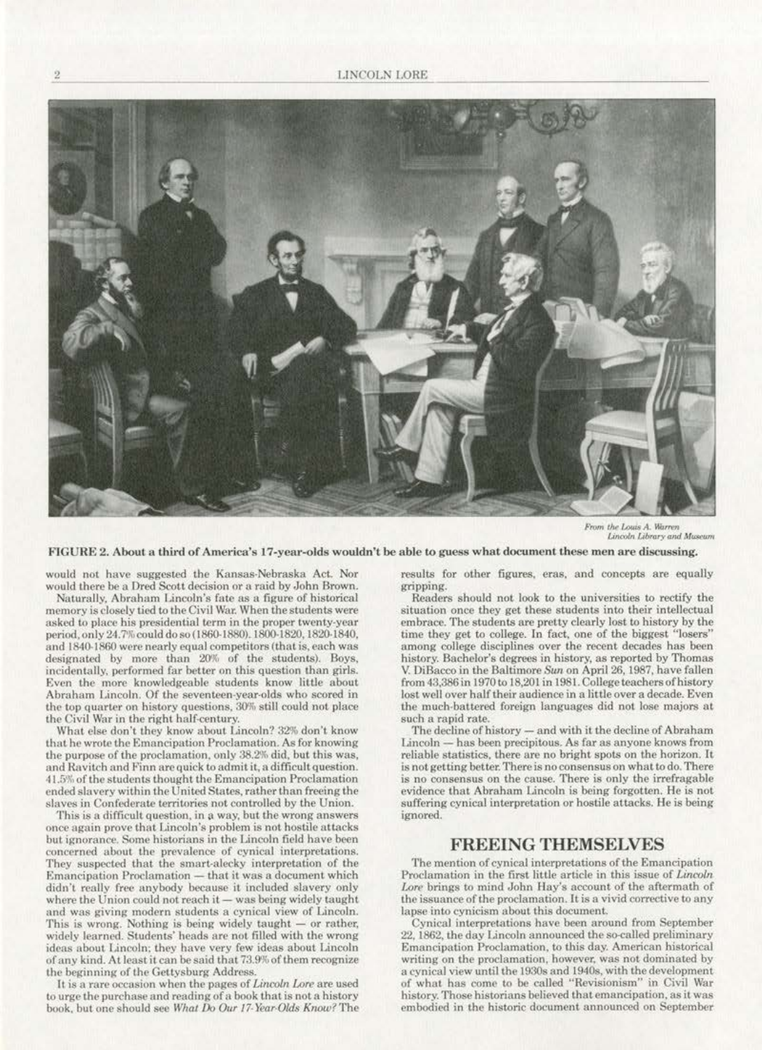From the Louis A. Warren Lincoln Library and Museum

**FIGURE 2. About a third of America's 17-year-olds wouldn't be able to guess what document these men are discussing.**

would not have suggested the Kansas-Nebraska Act. Nor would there be a Dred Scott decision or a raid by John Brown.

Naturally, Abraham Lincoln's fate as a figure of historical memory is closely tied to the Civil War. When the students were asked to place his presidential term in the proper twenty-year period, only 24.7% could do so (1860-1880). 1800-1820, 1820-1840, and 1840-1860 were nearly equal competitors (that is, each was designated by more than 20% of the students). Boys, incidentally, performed far better on this question than girls. Even the more knowledgeable students know little about Abraham Lincoln. Of the seventeen-year-olds who scored in the top quarter on history questions, 30% still could not place the Civil War in the right half-century.

What else don't they know about Lincoln? 32% don't know that he wrote the Emancipation Proclamation. As for knowing the purpose of the proclamation, only 38.2% did, but this was, and Ravitch and Finn are quick to admit it, a difficult question. 41.5% of the students thought the Emancipation Proclamation ended slavery within the United States, rather than freeing the slaves in Confederate territories not controlled by the Union.

This is a difficult question, in a way, but the wrong answers once again prove that Lincoln's problem is not hostile attacks but ignorance. Some historians in the Lincoln field have been concerned about the prevalence of cynical interpretations. They suspected that the smart-alecky interpretation of the Emancipation Proclamation — that it was a document which didn't really free anybody because it included slavery only where the Union could not reach it — was being widely taught and was giving modern students a cynical view of Lincoln. This is wrong. Nothing is being widely taught — or rather, widely learned. Students' heads are not filled with the wrong ideas about Lincoln; they have very few ideas about Lincoln of any kind. At least it can be said that 73.9% of them recognize the beginning of the Gettysburg Address.

It is a rare occasion when the pages of *Lincoln Lore* are used to urge the purchase and reading of a book that is not a history book, but one should see *What Do Our 17-Year-Olds Know?* The results for other figures, eras, and concepts are equally gripping.

Readers should not look to the universities to rectify the situation once they get these students into their intellectual embrace. The students are pretty clearly lost to history by the time they get to college. In fact, one of the biggest "losers" among college disciplines over the recent decades has been history. Bachelor's degrees in history, as reported by Thomas V. DiBacco in the Baltimore *Sun* on April 26, 1987, have fallen from 43,386 in 1970 to 18,201 in 1981. College teachers of history lost well over half their audience in a little over a decade. Even the much-battered foreign languages did not lose majors at such a rapid rate.

The decline of history — and with it the decline of Abraham Lincoln — has been precipitous. As far as anyone knows from reliable statistics, there are no bright spots on the horizon. It is not getting better. There is no consensus on what to do. There is no consensus on the cause. There is only the irrefragable evidence that Abraham Lincoln is being forgotten. He is not suffering cynical interpretation or hostile attacks. He is being ignored.

## FREEING THEMSELVES

The mention of cynical interpretations of the Emancipation Proclamation in the first little article in this issue of *Lincoln Lore* brings to mind John Hay's account of the aftermath of the issuance of the proclamation. It is a vivid corrective to any lapse into cynicism about this document.

Cynical interpretations have been around from September 22, 1862, the day Lincoln announced the so-called preliminary Emancipation Proclamation, to this day. American historical writing on the proclamation, however, was not dominated by a cynical view until the 1930s and 1940s, with the development of what has come to be called "Revisionism" in Civil War history. Those historians believed that emancipation, as it was embodied in the historic document announced on September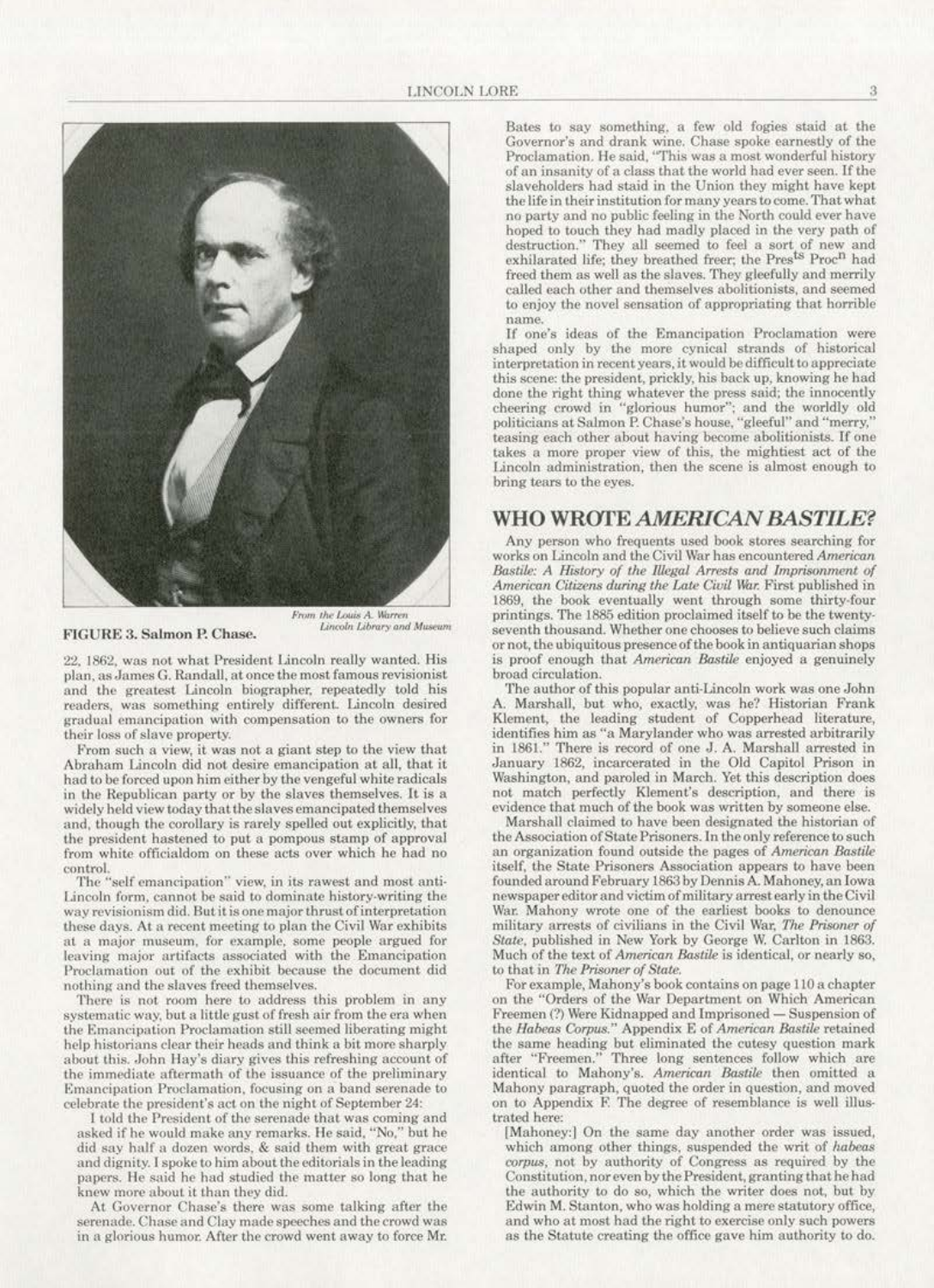FIGURE 3. Salmon P. Chase.

From the Louis A. Warren Lincoln Library and Museum

22, 1862, was not what President Lincoln really wanted. His plan, as James G. Randall, at once the most famous revisionist and the greatest Lincoln biographer, repeatedly told his readers, was something entirely different. Lincoln desired gradual emancipation with compensation to the owners for their loss of slave property.

From such a view, it was not a giant step to the view that Abraham Lincoln did not desire emancipation at all, that it had to be forced upon him either by the vengeful white radicals in the Republican party or by the slaves themselves. It is a widely held view today that the slaves emancipated themselves and, though the corollary is rarely spelled out explicitly, that the president hastened to put a pompous stamp of approval from white officialdom on these acts over which he had no control.

The "self emancipation" view, in its rawest and most anti-Lincoln form, cannot be said to dominate history-writing the way revisionism did. But it is one major thrust of interpretation these days. At a recent meeting to plan the Civil War exhibits at a major museum, for example, some people argued for leaving major artifacts associated with the Emancipation Proclamation out of the exhibit because the document did nothing and the slaves freed themselves.

There is not room here to address this problem in any systematic way, but a little gust of fresh air from the era when the Emancipation Proclamation still seemed liberating might help historians clear their heads and think a bit more sharply about this. John Hay's diary gives this refreshing account of the immediate aftermath of the issuance of the preliminary Emancipation Proclamation, focusing on a band serenade to celebrate the president's act on the night of September 24:

> I told the President of the serenade that was coming and asked if he would make any remarks. He said, "No," but he did say half a dozen words, & said them with great grace and dignity. I spoke to him about the editorials in the leading papers. He said he had studied the matter so long that he knew more about it than they did.
>
> At Governor Chase's there was some talking after the serenade. Chase and Clay made speeches and the crowd was in a glorious humor. After the crowd went away to force Mr. Bates to say something, a few old fogies staid at the Governor's and drank wine. Chase spoke earnestly of the Proclamation. He said, "This was a most wonderful history of an insanity of a class that the world had ever seen. If the slaveholders had staid in the Union they might have kept the life in their institution for many years to come. That what no party and no public feeling in the North could ever have hoped to touch they had madly placed in the very path of destruction." They all seemed to feel a sort of new and exhilarated life; they breathed freer; the Pres^ts^ Proc^n^ had freed them as well as the slaves. They gleefully and merrily called each other and themselves abolitionists, and seemed to enjoy the novel sensation of appropriating that horrible name.

If one's ideas of the Emancipation Proclamation were shaped only by the more cynical strands of historical interpretation in recent years, it would be difficult to appreciate this scene: the president, prickly, his back up, knowing he had done the right thing whatever the press said; the innocently cheering crowd in "glorious humor"; and the worldly old politicians at Salmon P. Chase's house, "gleeful" and "merry," teasing each other about having become abolitionists. If one takes a more proper view of this, the mightiest act of the Lincoln administration, then the scene is almost enough to bring tears to the eyes.

## WHO WROTE *AMERICAN BASTILE*?

Any person who frequents used book stores searching for works on Lincoln and the Civil War has encountered *American Bastile: A History of the Illegal Arrests and Imprisonment of American Citizens during the Late Civil War.* First published in 1869, the book eventually went through some thirty-four printings. The 1885 edition proclaimed itself to be the twenty-seventh thousand. Whether one chooses to believe such claims or not, the ubiquitous presence of the book in antiquarian shops is proof enough that *American Bastile* enjoyed a genuinely broad circulation.

The author of this popular anti-Lincoln work was one John A. Marshall, but who, exactly, was he? Historian Frank Klement, the leading student of Copperhead literature, identifies him as "a Marylander who was arrested arbitrarily in 1861." There is record of one J. A. Marshall arrested in January 1862, incarcerated in the Old Capitol Prison in Washington, and paroled in March. Yet this description does not match perfectly Klement's description, and there is evidence that much of the book was written by someone else.

Marshall claimed to have been designated the historian of the Association of State Prisoners. In the only reference to such an organization found outside the pages of *American Bastile* itself, the State Prisoners Association appears to have been founded around February 1863 by Dennis A. Mahoney, an Iowa newspaper editor and victim of military arrest early in the Civil War. Mahony wrote one of the earliest books to denounce military arrests of civilians in the Civil War, *The Prisoner of State*, published in New York by George W. Carlton in 1863. Much of the text of *American Bastile* is identical, or nearly so, to that in *The Prisoner of State.*

For example, Mahony's book contains on page 110 a chapter on the "Orders of the War Department on Which American Freemen (?) Were Kidnapped and Imprisoned — Suspension of the *Habeas Corpus.*" Appendix E of *American Bastile* retained the same heading but eliminated the cutesy question mark after "Freemen." Three long sentences follow which are identical to Mahony's. *American Bastile* then omitted a Mahony paragraph, quoted the order in question, and moved on to Appendix F. The degree of resemblance is well illustrated here:

> [Mahoney:] On the same day another order was issued, which among other things, suspended the writ of *habeas corpus*, not by authority of Congress as required by the Constitution, nor even by the President, granting that he had the authority to do so, which the writer does not, but by Edwin M. Stanton, who was holding a mere statutory office, and who at most had the right to exercise only such powers as the Statute creating the office gave him authority to do.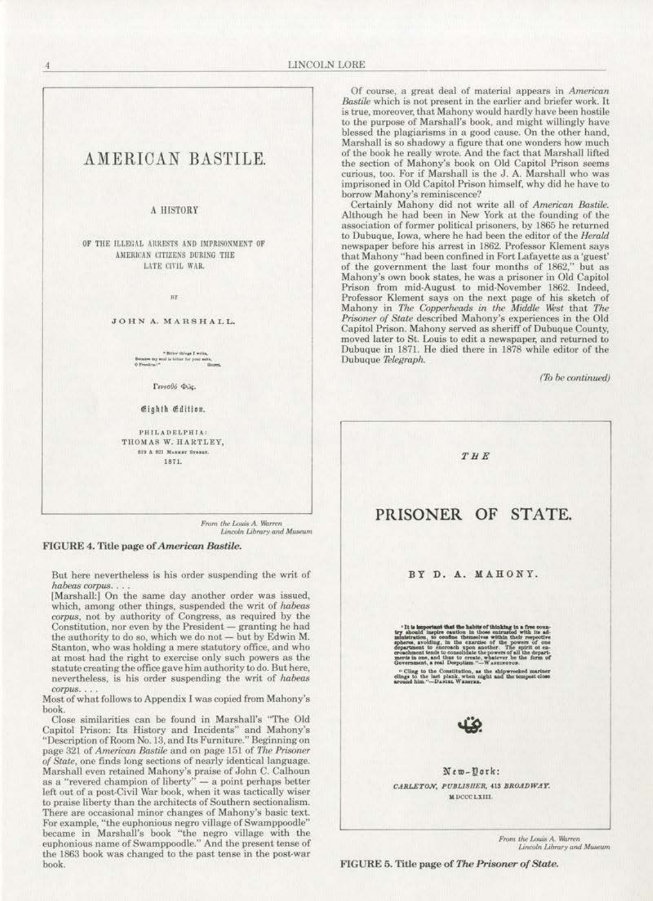AMERICAN BASTILE.

A HISTORY

OF THE ILLEGAL ARRESTS AND IMPRISONMENT OF AMERICAN CITIZENS DURING THE LATE CIVIL WAR.

BY

JOHN A. MARSHALL.

"Bitter things I write,
Because my soul is bitter for your sake,
O Freedom!"

Γεννοδὸ Φῶς.

Eighth Edition.

PHILADELPHIA:
THOMAS W. HARTLEY,
819 & 821 MARKET STREET.
1871.

*From the Louis A. Warren Lincoln Library and Museum*

**FIGURE 4. Title page of *American Bastile*.**

But here nevertheless is his order suspending the writ of *habeas corpus*. . . .

[Marshall:] On the same day another order was issued, which, among other things, suspended the writ of *habeas corpus*, not by authority of Congress, as required by the Constitution, nor even by the President — granting he had the authority to do so, which we do not — but by Edwin M. Stanton, who was holding a mere statutory office, and who at most had the right to exercise only such powers as the statute creating the office gave him authority to do. But here, nevertheless, is his order suspending the writ of *habeas corpus*. . . .

Most of what follows to Appendix I was copied from Mahony's book.

Close similarities can be found in Marshall's "The Old Capitol Prison: Its History and Incidents" and Mahony's "Description of Room No. 13, and Its Furniture." Beginning on page 321 of *American Bastile* and on page 151 of *The Prisoner of State*, one finds long sections of nearly identical language. Marshall even retained Mahony's praise of John C. Calhoun as a "revered champion of liberty" — a point perhaps better left out of a post-Civil War book, when it was tactically wiser to praise liberty than the architects of Southern sectionalism. There are occasional minor changes of Mahony's basic text. For example, "the euphonious negro village of Swamppoodle" became in Marshall's book "the negro village with the euphonious name of Swamppoodle." And the present tense of the 1863 book was changed to the past tense in the post-war book.

Of course, a great deal of material appears in *American Bastile* which is not present in the earlier and briefer work. It is true, moreover, that Mahony would hardly have been hostile to the purpose of Marshall's book, and might willingly have blessed the plagiarisms in a good cause. On the other hand, Marshall is so shadowy a figure that one wonders how much of the book he really wrote. And the fact that Marshall lifted the section of Mahony's book on Old Capitol Prison seems curious, too. For if Marshall is the J. A. Marshall who was imprisoned in Old Capitol Prison himself, why did he have to borrow Mahony's reminiscence?

Certainly Mahony did not write all of *American Bastile*. Although he had been in New York at the founding of the association of former political prisoners, by 1865 he returned to Dubuque, Iowa, where he had been the editor of the *Herald* newspaper before his arrest in 1862. Professor Klement says that Mahony "had been confined in Fort Lafayette as a 'guest' of the government the last four months of 1862," but as Mahony's own book states, he was a prisoner in Old Capitol Prison from mid-August to mid-November 1862. Indeed, Professor Klement says on the next page of his sketch of Mahony in *The Copperheads in the Middle West* that *The Prisoner of State* described Mahony's experiences in the Old Capitol Prison. Mahony served as sheriff of Dubuque County, moved later to St. Louis to edit a newspaper, and returned to Dubuque in 1871. He died there in 1878 while editor of the Dubuque *Telegraph*.

*(To be continued)*

THE

PRISONER OF STATE.

BY D. A. MAHONY.

"It is important that the habits of thinking in a free country should inspire caution in those entrusted with its administration, to confine themselves within their respective spheres, avoiding, in the exercise of the powers of one department to encroach upon another. The spirit of encroachment tends to consolidate the powers of all the departments in one, and thus to create, whatever be the form of Government, a real Despotism."—WASHINGTON.

"Cling to the Constitution, as the shipwrecked mariner clings to the last plank, when night and the tempest close around him."—DANIEL WEBSTER.

New-York:
CARLETON, PUBLISHER, 413 BROADWAY.
M DCCC LXIII.

*From the Louis A. Warren Lincoln Library and Museum*

**FIGURE 5. Title page of *The Prisoner of State*.**